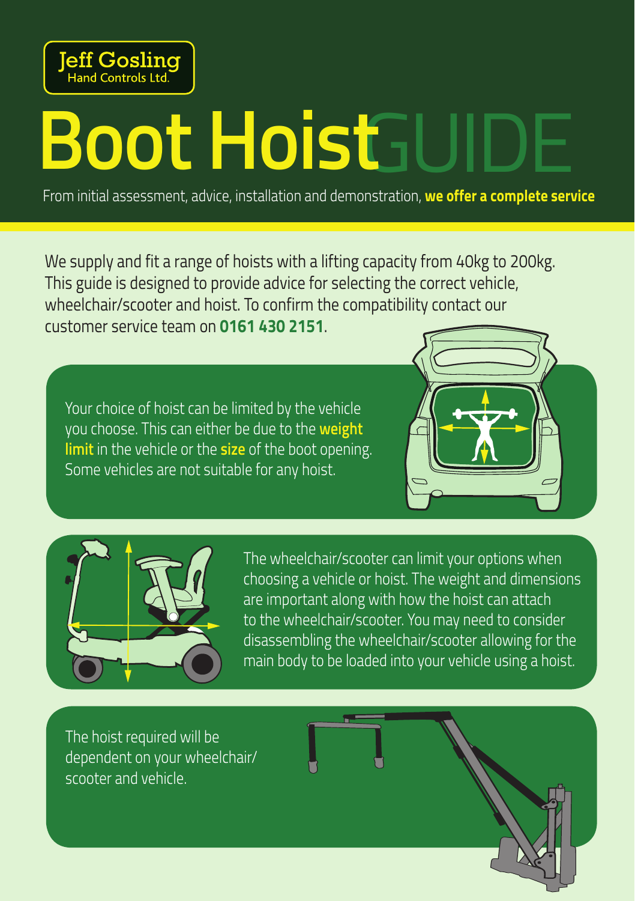Jeff Gosling
Hand Controls Ltd.

# Boot Hoist GUIDE

From initial assessment, advice, installation and demonstration, **we offer a complete service**

We supply and fit a range of hoists with a lifting capacity from 40kg to 200kg. This guide is designed to provide advice for selecting the correct vehicle, wheelchair/scooter and hoist. To confirm the compatibility contact our customer service team on **0161 430 2151**.

Your choice of hoist can be limited by the vehicle you choose. This can either be due to the **weight limit** in the vehicle or the **size** of the boot opening. Some vehicles are not suitable for any hoist.

The wheelchair/scooter can limit your options when choosing a vehicle or hoist. The weight and dimensions are important along with how the hoist can attach to the wheelchair/scooter. You may need to consider disassembling the wheelchair/scooter allowing for the main body to be loaded into your vehicle using a hoist.

The hoist required will be dependent on your wheelchair/scooter and vehicle.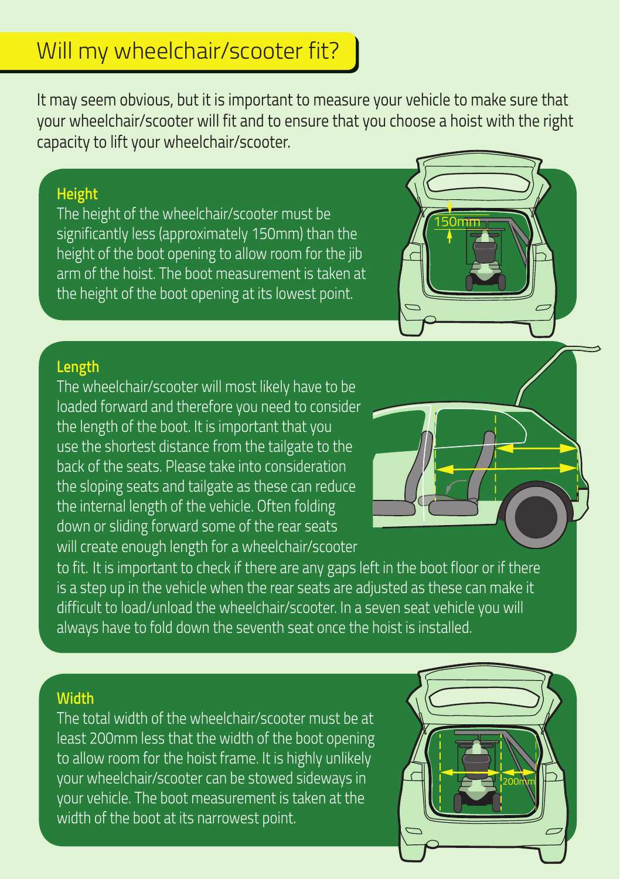# Will my wheelchair/scooter fit?

It may seem obvious, but it is important to measure your vehicle to make sure that your wheelchair/scooter will fit and to ensure that you choose a hoist with the right capacity to lift your wheelchair/scooter.

## Height

The height of the wheelchair/scooter must be significantly less (approximately 150mm) than the height of the boot opening to allow room for the jib arm of the hoist. The boot measurement is taken at the height of the boot opening at its lowest point.

## Length

The wheelchair/scooter will most likely have to be loaded forward and therefore you need to consider the length of the boot. It is important that you use the shortest distance from the tailgate to the back of the seats. Please take into consideration the sloping seats and tailgate as these can reduce the internal length of the vehicle. Often folding down or sliding forward some of the rear seats will create enough length for a wheelchair/scooter to fit. It is important to check if there are any gaps left in the boot floor or if there is a step up in the vehicle when the rear seats are adjusted as these can make it difficult to load/unload the wheelchair/scooter. In a seven seat vehicle you will always have to fold down the seventh seat once the hoist is installed.

## Width

The total width of the wheelchair/scooter must be at least 200mm less that the width of the boot opening to allow room for the hoist frame. It is highly unlikely your wheelchair/scooter can be stowed sideways in your vehicle. The boot measurement is taken at the width of the boot at its narrowest point.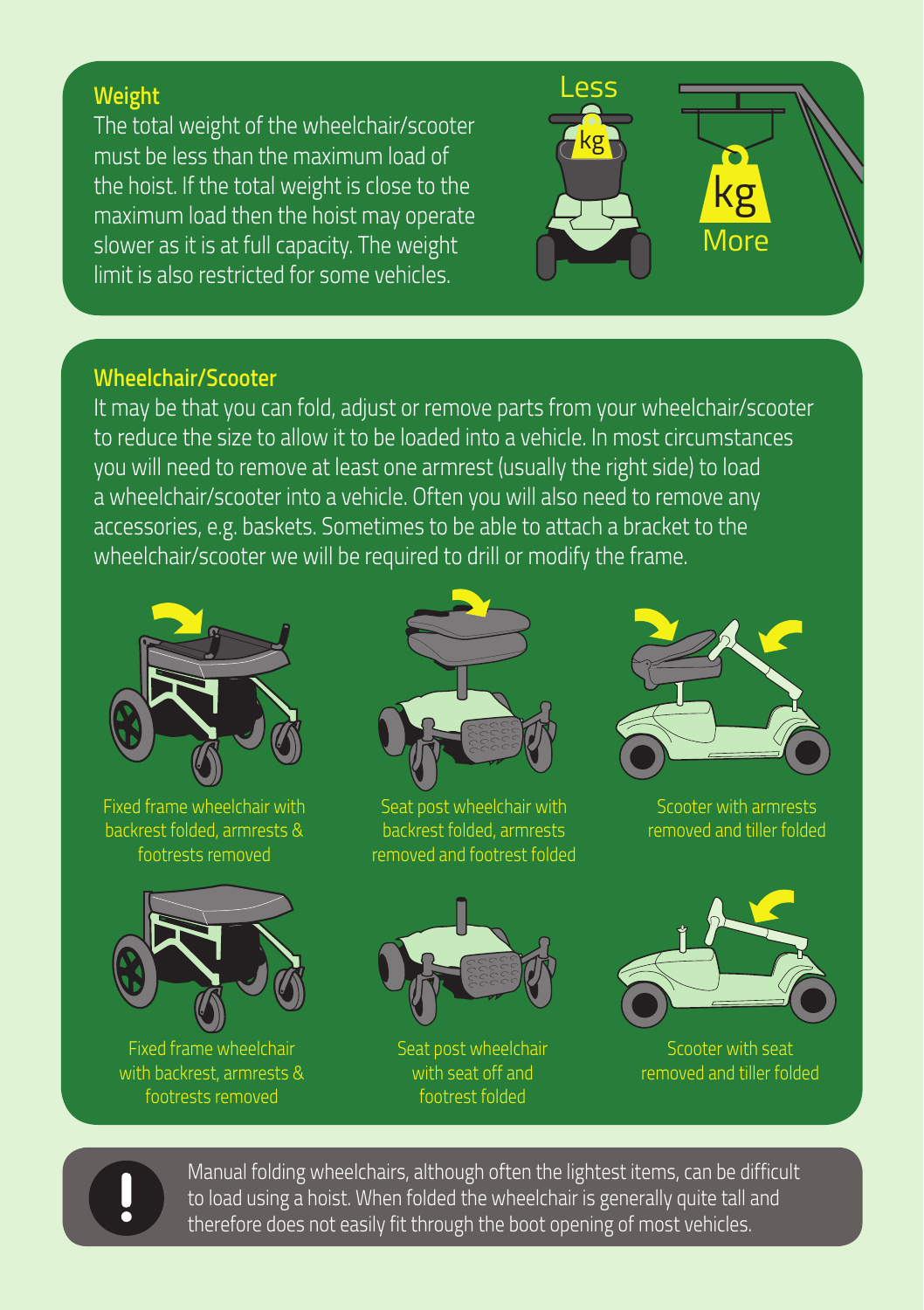## Weight

The total weight of the wheelchair/scooter must be less than the maximum load of the hoist. If the total weight is close to the maximum load then the hoist may operate slower as it is at full capacity. The weight limit is also restricted for some vehicles.

Less

kg

kg

More

## Wheelchair/Scooter

It may be that you can fold, adjust or remove parts from your wheelchair/scooter to reduce the size to allow it to be loaded into a vehicle. In most circumstances you will need to remove at least one armrest (usually the right side) to load a wheelchair/scooter into a vehicle. Often you will also need to remove any accessories, e.g. baskets. Sometimes to be able to attach a bracket to the wheelchair/scooter we will be required to drill or modify the frame.

Fixed frame wheelchair with backrest folded, armrests & footrests removed

Seat post wheelchair with backrest folded, armrests removed and footrest folded

Scooter with armrests removed and tiller folded

Fixed frame wheelchair with backrest, armrests & footrests removed

Seat post wheelchair with seat off and footrest folded

Scooter with seat removed and tiller folded

Manual folding wheelchairs, although often the lightest items, can be difficult to load using a hoist. When folded the wheelchair is generally quite tall and therefore does not easily fit through the boot opening of most vehicles.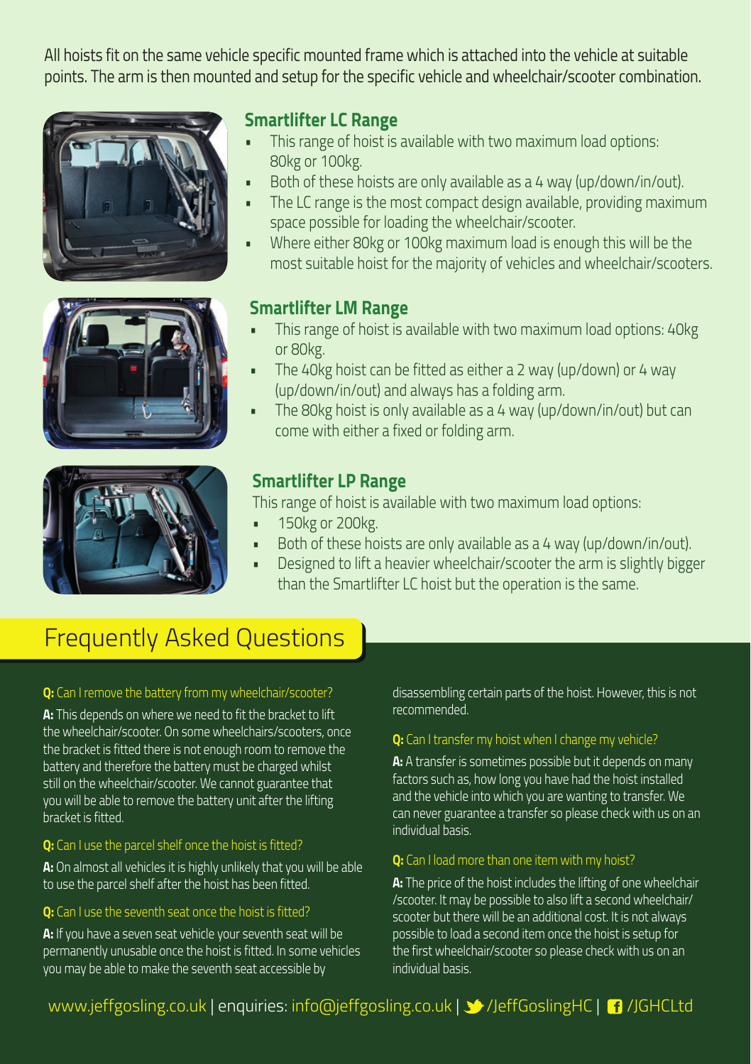All hoists fit on the same vehicle specific mounted frame which is attached into the vehicle at suitable points. The arm is then mounted and setup for the specific vehicle and wheelchair/scooter combination.

## Smartlifter LC Range

- This range of hoist is available with two maximum load options: 80kg or 100kg.
- Both of these hoists are only available as a 4 way (up/down/in/out).
- The LC range is the most compact design available, providing maximum space possible for loading the wheelchair/scooter.
- Where either 80kg or 100kg maximum load is enough this will be the most suitable hoist for the majority of vehicles and wheelchair/scooters.

## Smartlifter LM Range

- This range of hoist is available with two maximum load options: 40kg or 80kg.
- The 40kg hoist can be fitted as either a 2 way (up/down) or 4 way (up/down/in/out) and always has a folding arm.
- The 80kg hoist is only available as a 4 way (up/down/in/out) but can come with either a fixed or folding arm.

## Smartlifter LP Range

This range of hoist is available with two maximum load options:

- 150kg or 200kg.
- Both of these hoists are only available as a 4 way (up/down/in/out).
- Designed to lift a heavier wheelchair/scooter the arm is slightly bigger than the Smartlifter LC hoist but the operation is the same.

# Frequently Asked Questions

**Q:** Can I remove the battery from my wheelchair/scooter?

**A:** This depends on where we need to fit the bracket to lift the wheelchair/scooter. On some wheelchairs/scooters, once the bracket is fitted there is not enough room to remove the battery and therefore the battery must be charged whilst still on the wheelchair/scooter. We cannot guarantee that you will be able to remove the battery unit after the lifting bracket is fitted.

**Q:** Can I use the parcel shelf once the hoist is fitted?

**A:** On almost all vehicles it is highly unlikely that you will be able to use the parcel shelf after the hoist has been fitted.

**Q:** Can I use the seventh seat once the hoist is fitted?

**A:** If you have a seven seat vehicle your seventh seat will be permanently unusable once the hoist is fitted. In some vehicles you may be able to make the seventh seat accessible by disassembling certain parts of the hoist. However, this is not recommended.

**Q:** Can I transfer my hoist when I change my vehicle?

**A:** A transfer is sometimes possible but it depends on many factors such as, how long you have had the hoist installed and the vehicle into which you are wanting to transfer. We can never guarantee a transfer so please check with us on an individual basis.

**Q:** Can I load more than one item with my hoist?

**A:** The price of the hoist includes the lifting of one wheelchair /scooter. It may be possible to also lift a second wheelchair/scooter but there will be an additional cost. It is not always possible to load a second item once the hoist is setup for the first wheelchair/scooter so please check with us on an individual basis.

www.jeffgosling.co.uk | enquiries: info@jeffgosling.co.uk | /JeffGoslingHC | /JGHCLtd